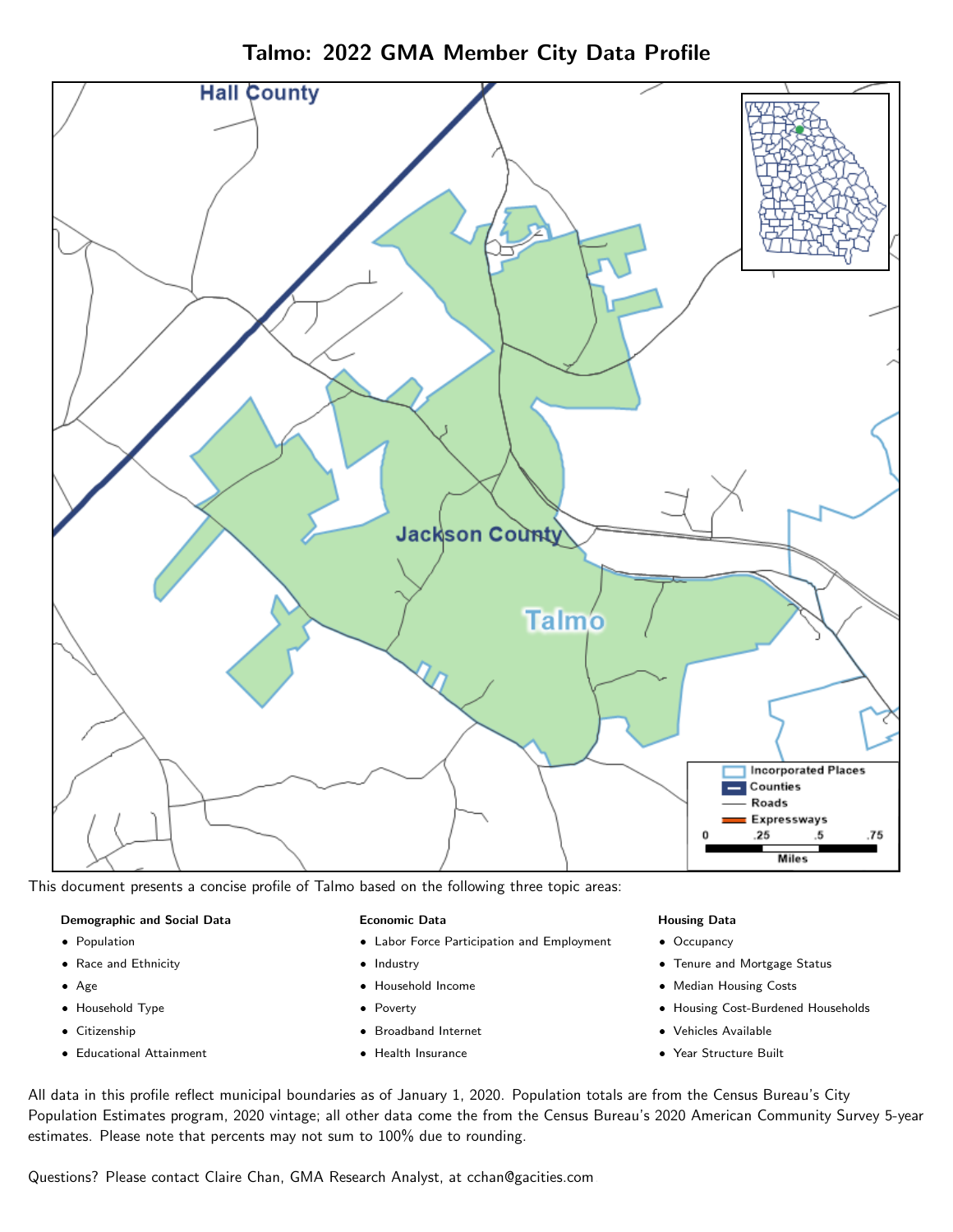# Talmo: 2022 GMA Member City Data Profile

This document presents a concise profile of Talmo based on the following three topic areas:

**Demographic and Social Data**

- Population
- Race and Ethnicity
- Age
- Household Type
- Citizenship
- Educational Attainment

**Economic Data**

- Labor Force Participation and Employment
- Industry
- Household Income
- Poverty
- Broadband Internet
- Health Insurance

**Housing Data**

- Occupancy
- Tenure and Mortgage Status
- Median Housing Costs
- Housing Cost-Burdened Households
- Vehicles Available
- Year Structure Built

All data in this profile reflect municipal boundaries as of January 1, 2020. Population totals are from the Census Bureau's City Population Estimates program, 2020 vintage; all other data come the from the Census Bureau's 2020 American Community Survey 5-year estimates. Please note that percents may not sum to 100% due to rounding.

Questions? Please contact Claire Chan, GMA Research Analyst, at cchan@gacities.com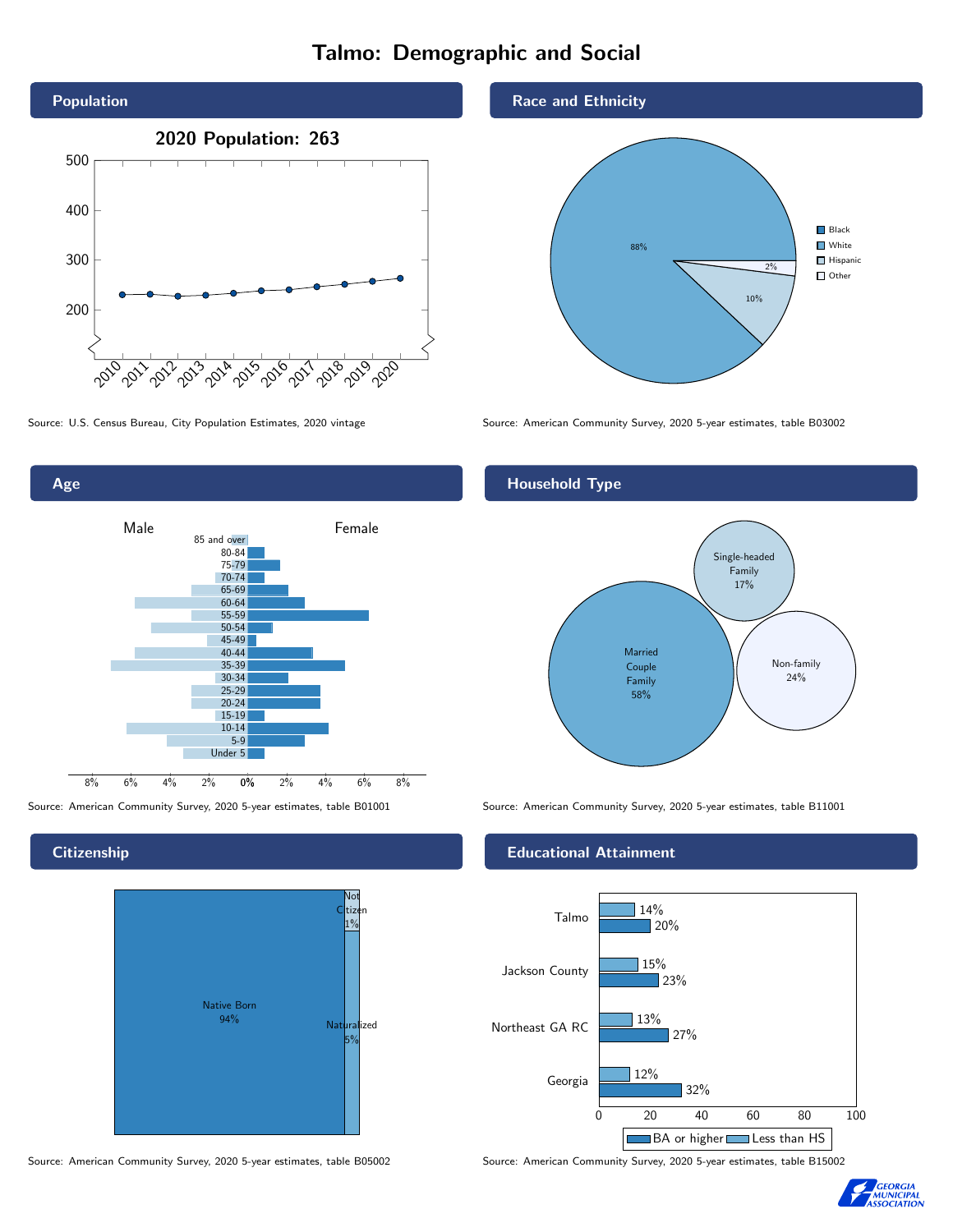# Talmo: Demographic and Social

## Population

**2020 Population: 263**

Source: U.S. Census Bureau, City Population Estimates, 2020 vintage

## Race and Ethnicity

| Category | Percent |
| --- | --- |
| White | 88% |
| Hispanic | 10% |
| Other | 2% |

Source: American Community Survey, 2020 5-year estimates, table B03002

## Age

Source: American Community Survey, 2020 5-year estimates, table B01001

## Household Type

| Household Type | Percent |
| --- | --- |
| Married Couple Family | 58% |
| Single-headed Family | 17% |
| Non-family | 24% |

Source: American Community Survey, 2020 5-year estimates, table B11001

## Citizenship

| Status | Percent |
| --- | --- |
| Native Born | 94% |
| Naturalized | 5% |
| Not Citizen | 1% |

Source: American Community Survey, 2020 5-year estimates, table B05002

## Educational Attainment

| Area | Less than HS | BA or higher |
| --- | --- | --- |
| Talmo | 14% | 20% |
| Jackson County | 15% | 23% |
| Northeast GA RC | 13% | 27% |
| Georgia | 12% | 32% |

Source: American Community Survey, 2020 5-year estimates, table B15002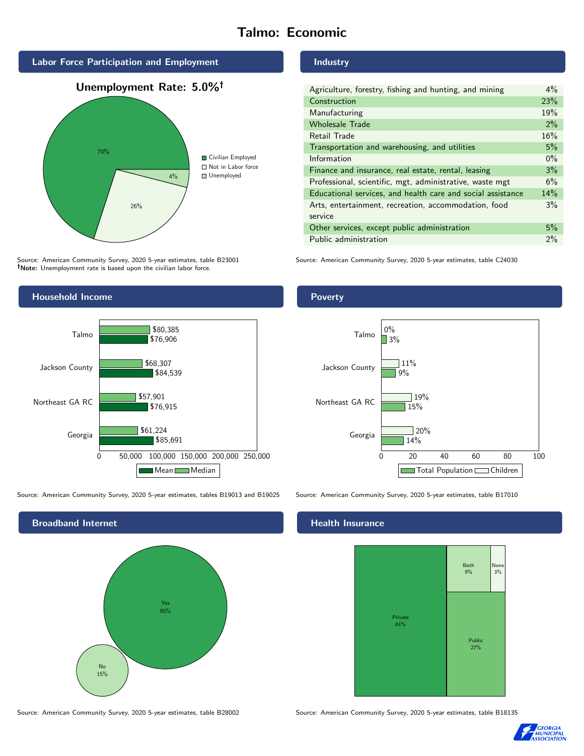# Talmo: Economic

## Labor Force Participation and Employment

**Unemployment Rate: 5.0%†**

| Category | Percent |
|---|---|
| Civilian Employed | 70% |
| Not in Labor force | 26% |
| Unemployed | 4% |

Source: American Community Survey, 2020 5-year estimates, table B23001
**†Note:** Unemployment rate is based upon the civilian labor force.

## Industry

| Industry | Percent |
|---|---|
| Agriculture, forestry, fishing and hunting, and mining | 4% |
| Construction | 23% |
| Manufacturing | 19% |
| Wholesale Trade | 2% |
| Retail Trade | 16% |
| Transportation and warehousing, and utilities | 5% |
| Information | 0% |
| Finance and insurance, real estate, rental, leasing | 3% |
| Professional, scientific, mgt, administrative, waste mgt | 6% |
| Educational services, and health care and social assistance | 14% |
| Arts, entertainment, recreation, accommodation, food service | 3% |
| Other services, except public administration | 5% |
| Public administration | 2% |

Source: American Community Survey, 2020 5-year estimates, table C24030

## Household Income

| | Median | Mean |
|---|---|---|
| Talmo | $80,385 | $76,906 |
| Jackson County | $68,307 | $84,539 |
| Northeast GA RC | $57,901 | $76,915 |
| Georgia | $61,224 | $85,691 |

Source: American Community Survey, 2020 5-year estimates, tables B19013 and B19025

## Poverty

| | Children | Total Population |
|---|---|---|
| Talmo | 0% | 3% |
| Jackson County | 11% | 9% |
| Northeast GA RC | 19% | 15% |
| Georgia | 20% | 14% |

Source: American Community Survey, 2020 5-year estimates, table B17010

## Broadband Internet

| Response | Percent |
|---|---|
| Yes | 85% |
| No | 15% |

Source: American Community Survey, 2020 5-year estimates, table B28002

## Health Insurance

| Type | Percent |
|---|---|
| Private | 61% |
| Public | 27% |
| Both | 9% |
| None | 3% |

Source: American Community Survey, 2020 5-year estimates, table B18135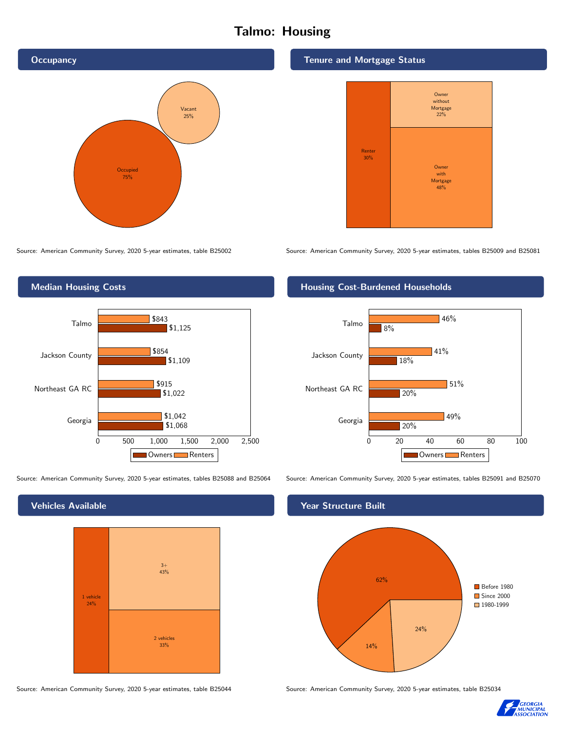# Talmo: Housing

## Occupancy

Vacant
25%

Occupied
75%

Source: American Community Survey, 2020 5-year estimates, table B25002

## Tenure and Mortgage Status

Renter
30%

Owner without Mortgage
22%

Owner with Mortgage
48%

Source: American Community Survey, 2020 5-year estimates, tables B25009 and B25081

## Median Housing Costs

Talmo
$843
$1,125

Jackson County
$854
$1,109

Northeast GA RC
$915
$1,022

Georgia
$1,042
$1,068

0 500 1,000 1,500 2,000 2,500

Owners Renters

Source: American Community Survey, 2020 5-year estimates, tables B25088 and B25064

## Housing Cost-Burdened Households

Talmo
46%
8%

Jackson County
41%
18%

Northeast GA RC
51%
20%

Georgia
49%
20%

0 20 40 60 80 100

Owners Renters

Source: American Community Survey, 2020 5-year estimates, tables B25091 and B25070

## Vehicles Available

1 vehicle
24%

3+
43%

2 vehicles
33%

Source: American Community Survey, 2020 5-year estimates, table B25044

## Year Structure Built

62%
14%
24%

Before 1980
Since 2000
1980-1999

Source: American Community Survey, 2020 5-year estimates, table B25034

GEORGIA MUNICIPAL ASSOCIATION